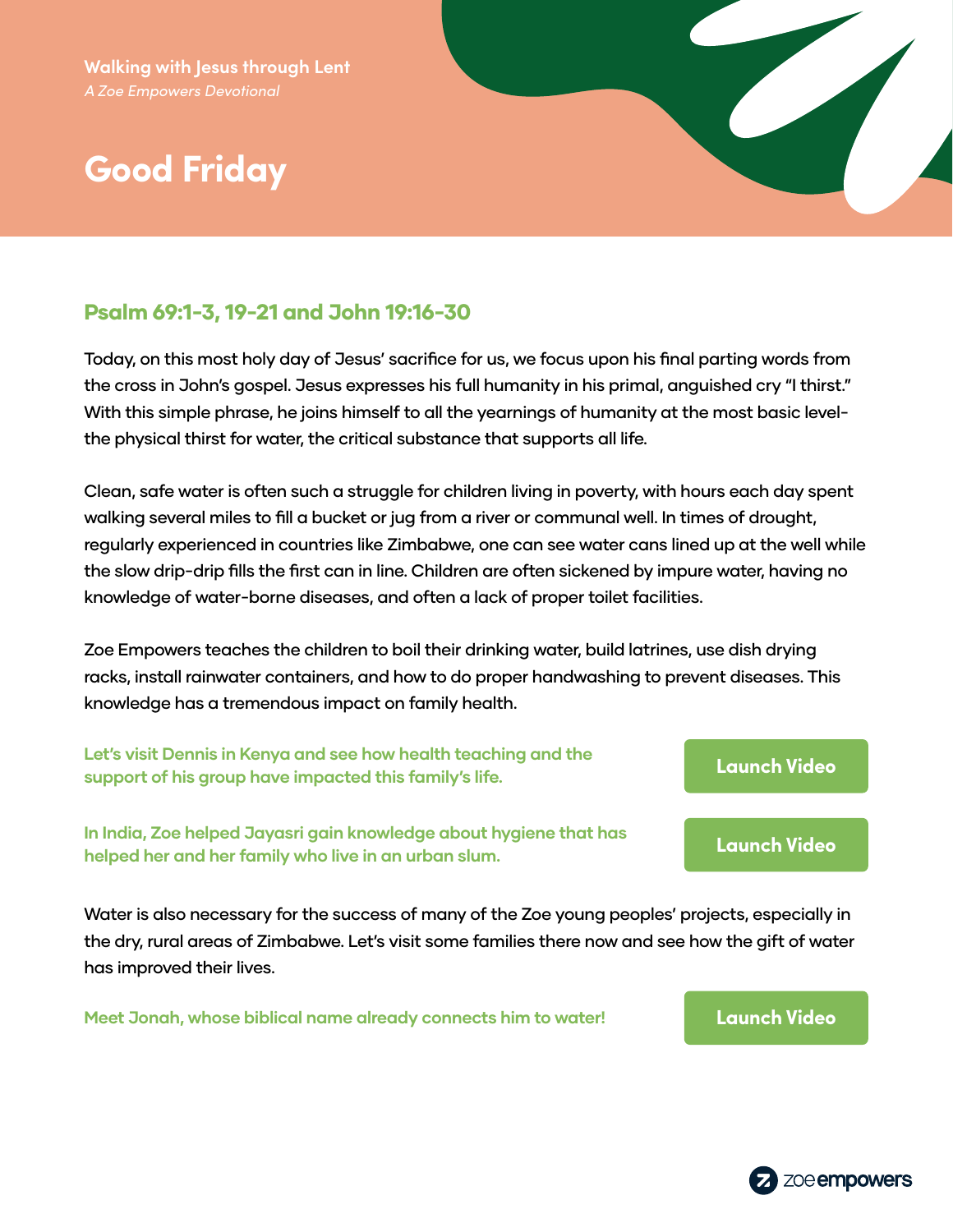**Walking with Jesus through Lent**
*A Zoe Empowers Devotional*

# Good Friday

## Psalm 69:1-3, 19-21 and John 19:16-30

Today, on this most holy day of Jesus' sacrifice for us, we focus upon his final parting words from the cross in John's gospel. Jesus expresses his full humanity in his primal, anguished cry "I thirst." With this simple phrase, he joins himself to all the yearnings of humanity at the most basic level- the physical thirst for water, the critical substance that supports all life.

Clean, safe water is often such a struggle for children living in poverty, with hours each day spent walking several miles to fill a bucket or jug from a river or communal well. In times of drought, regularly experienced in countries like Zimbabwe, one can see water cans lined up at the well while the slow drip-drip fills the first can in line. Children are often sickened by impure water, having no knowledge of water-borne diseases, and often a lack of proper toilet facilities.

Zoe Empowers teaches the children to boil their drinking water, build latrines, use dish drying racks, install rainwater containers, and how to do proper handwashing to prevent diseases. This knowledge has a tremendous impact on family health.

**Let's visit Dennis in Kenya and see how health teaching and the support of his group have impacted this family's life.**

Launch Video

**In India, Zoe helped Jayasri gain knowledge about hygiene that has helped her and her family who live in an urban slum.**

Launch Video

Water is also necessary for the success of many of the Zoe young peoples' projects, especially in the dry, rural areas of Zimbabwe. Let's visit some families there now and see how the gift of water has improved their lives.

**Meet Jonah, whose biblical name already connects him to water!**

Launch Video

zoeempowers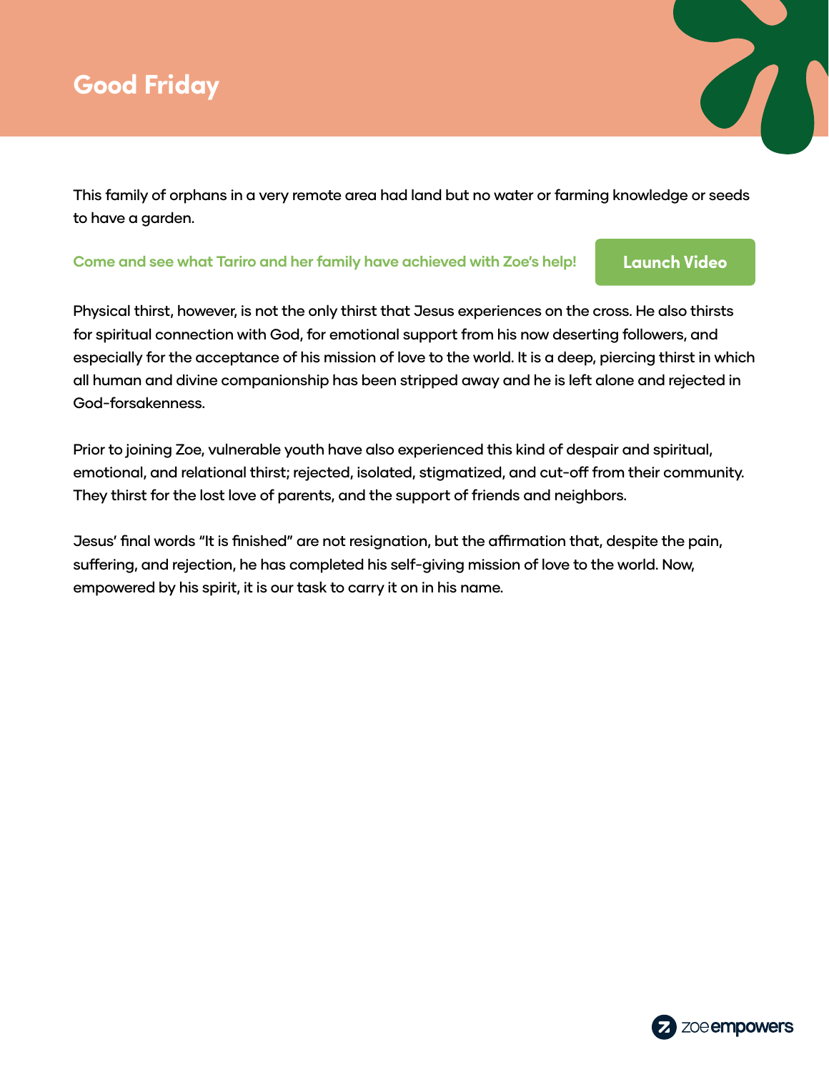# Good Friday

This family of orphans in a very remote area had land but no water or farming knowledge or seeds to have a garden.

**Come and see what Tariro and her family have achieved with Zoe's help!** Launch Video

Physical thirst, however, is not the only thirst that Jesus experiences on the cross. He also thirsts for spiritual connection with God, for emotional support from his now deserting followers, and especially for the acceptance of his mission of love to the world. It is a deep, piercing thirst in which all human and divine companionship has been stripped away and he is left alone and rejected in God-forsakenness.

Prior to joining Zoe, vulnerable youth have also experienced this kind of despair and spiritual, emotional, and relational thirst; rejected, isolated, stigmatized, and cut-off from their community. They thirst for the lost love of parents, and the support of friends and neighbors.

Jesus' final words "It is finished" are not resignation, but the affirmation that, despite the pain, suffering, and rejection, he has completed his self-giving mission of love to the world. Now, empowered by his spirit, it is our task to carry it on in his name.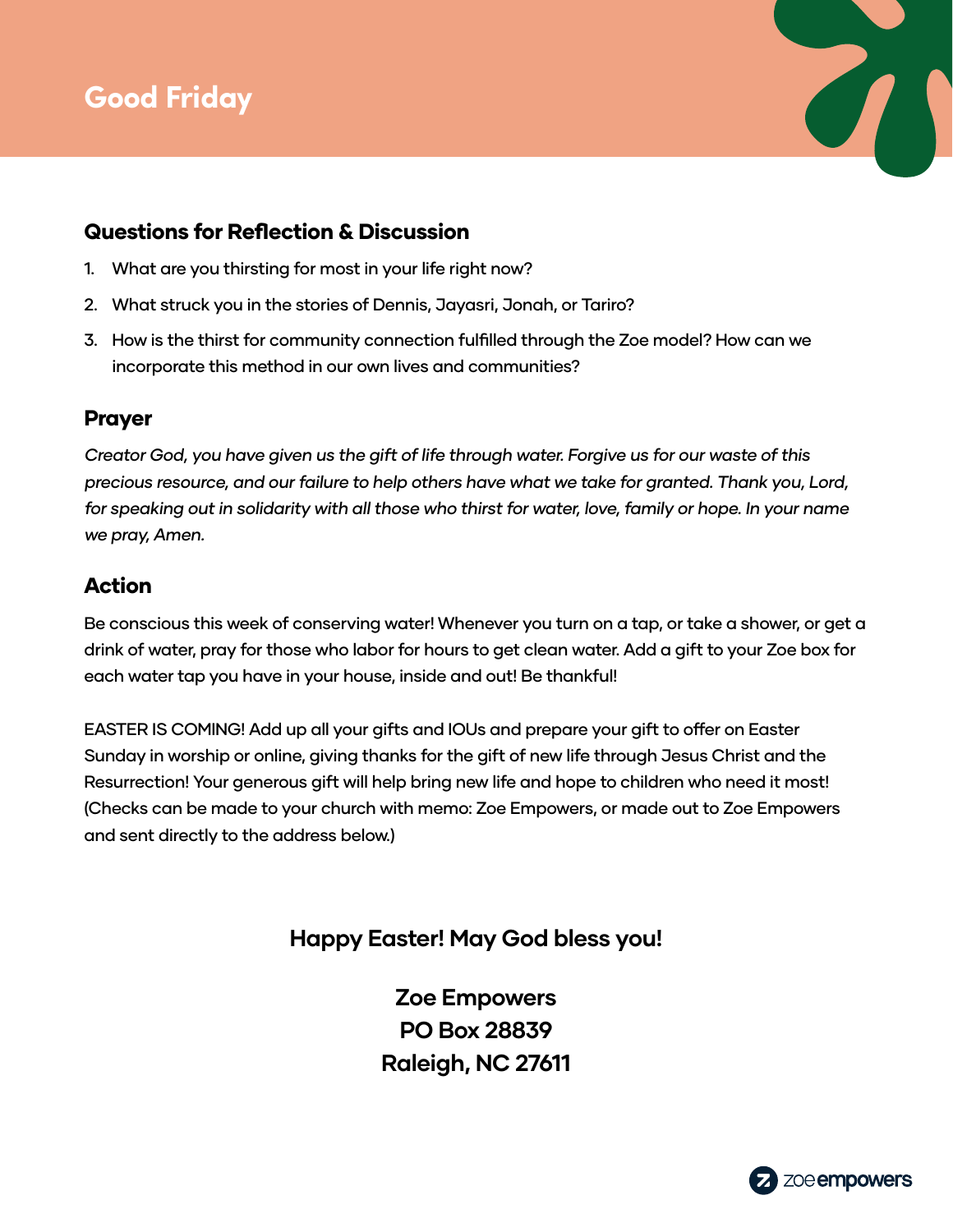# Good Friday

### Questions for Reflection & Discussion

1. What are you thirsting for most in your life right now?
2. What struck you in the stories of Dennis, Jayasri, Jonah, or Tariro?
3. How is the thirst for community connection fulfilled through the Zoe model? How can we incorporate this method in our own lives and communities?

### Prayer

*Creator God, you have given us the gift of life through water. Forgive us for our waste of this precious resource, and our failure to help others have what we take for granted. Thank you, Lord, for speaking out in solidarity with all those who thirst for water, love, family or hope. In your name we pray, Amen.*

### Action

Be conscious this week of conserving water! Whenever you turn on a tap, or take a shower, or get a drink of water, pray for those who labor for hours to get clean water. Add a gift to your Zoe box for each water tap you have in your house, inside and out! Be thankful!

EASTER IS COMING! Add up all your gifts and IOUs and prepare your gift to offer on Easter Sunday in worship or online, giving thanks for the gift of new life through Jesus Christ and the Resurrection! Your generous gift will help bring new life and hope to children who need it most! (Checks can be made to your church with memo: Zoe Empowers, or made out to Zoe Empowers and sent directly to the address below.)

**Happy Easter! May God bless you!**

**Zoe Empowers**
**PO Box 28839**
**Raleigh, NC 27611**

zoe empowers